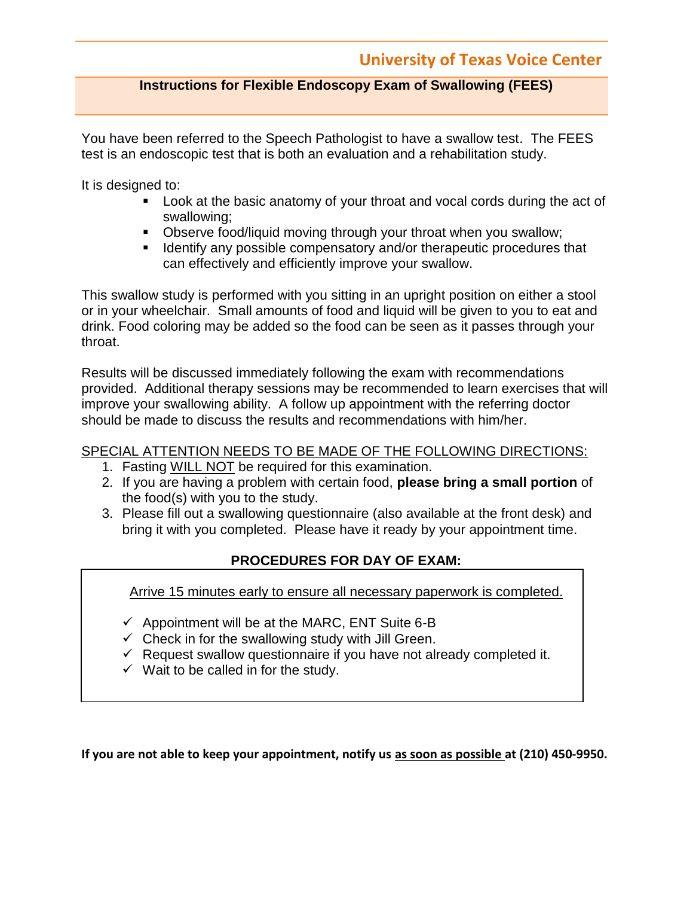# University of Texas Voice Center

## Instructions for Flexible Endoscopy Exam of Swallowing (FEES)

You have been referred to the Speech Pathologist to have a swallow test. The FEES test is an endoscopic test that is both an evaluation and a rehabilitation study.

It is designed to:

- Look at the basic anatomy of your throat and vocal cords during the act of swallowing;
- Observe food/liquid moving through your throat when you swallow;
- Identify any possible compensatory and/or therapeutic procedures that can effectively and efficiently improve your swallow.

This swallow study is performed with you sitting in an upright position on either a stool or in your wheelchair. Small amounts of food and liquid will be given to you to eat and drink. Food coloring may be added so the food can be seen as it passes through your throat.

Results will be discussed immediately following the exam with recommendations provided. Additional therapy sessions may be recommended to learn exercises that will improve your swallowing ability. A follow up appointment with the referring doctor should be made to discuss the results and recommendations with him/her.

<u>SPECIAL ATTENTION NEEDS TO BE MADE OF THE FOLLOWING DIRECTIONS:</u>

1. Fasting <u>WILL NOT</u> be required for this examination.
2. If you are having a problem with certain food, **please bring a small portion** of the food(s) with you to the study.
3. Please fill out a swallowing questionnaire (also available at the front desk) and bring it with you completed. Please have it ready by your appointment time.

### PROCEDURES FOR DAY OF EXAM:

<u>Arrive 15 minutes early to ensure all necessary paperwork is completed.</u>

- ✓ Appointment will be at the MARC, ENT Suite 6-B
- ✓ Check in for the swallowing study with Jill Green.
- ✓ Request swallow questionnaire if you have not already completed it.
- ✓ Wait to be called in for the study.

**If you are not able to keep your appointment, notify us <u>as soon as possible</u> at (210) 450-9950.**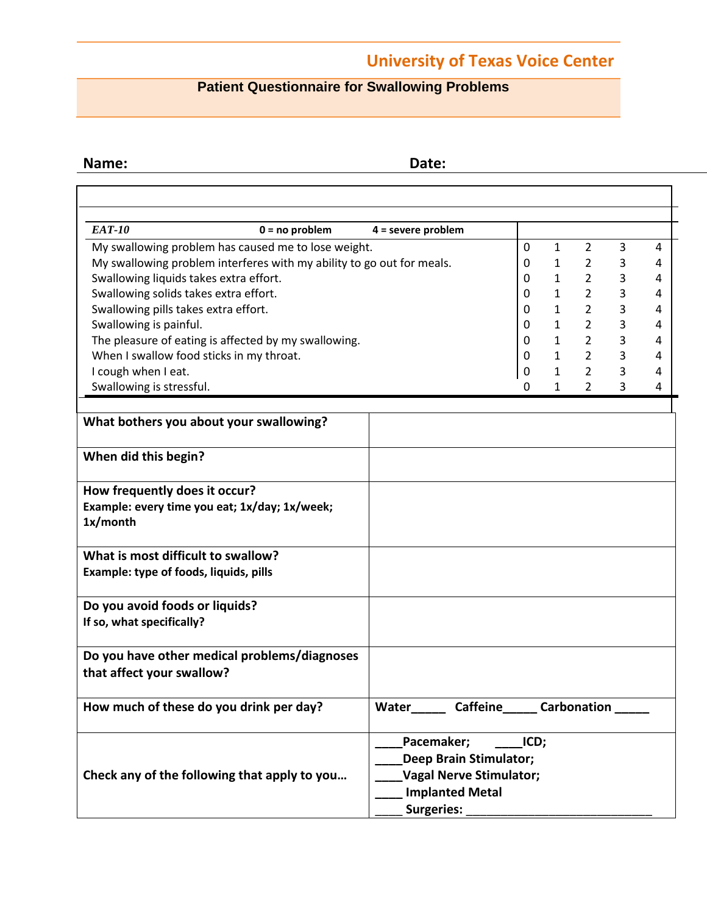## University of Texas Voice Center

### Patient Questionnaire for Swallowing Problems

**Name:** **Date:**

| *EAT-10* **0 = no problem** **4 = severe problem** | | | | | |
|---|---|---|---|---|---|
| My swallowing problem has caused me to lose weight. | 0 | 1 | 2 | 3 | 4 |
| My swallowing problem interferes with my ability to go out for meals. | 0 | 1 | 2 | 3 | 4 |
| Swallowing liquids takes extra effort. | 0 | 1 | 2 | 3 | 4 |
| Swallowing solids takes extra effort. | 0 | 1 | 2 | 3 | 4 |
| Swallowing pills takes extra effort. | 0 | 1 | 2 | 3 | 4 |
| Swallowing is painful. | 0 | 1 | 2 | 3 | 4 |
| The pleasure of eating is affected by my swallowing. | 0 | 1 | 2 | 3 | 4 |
| When I swallow food sticks in my throat. | 0 | 1 | 2 | 3 | 4 |
| I cough when I eat. | 0 | 1 | 2 | 3 | 4 |
| Swallowing is stressful. | 0 | 1 | 2 | 3 | 4 |

| | |
|---|---|
| **What bothers you about your swallowing?** | |
| **When did this begin?** | |
| **How frequently does it occur?** **Example: every time you eat; 1x/day; 1x/week; 1x/month** | |
| **What is most difficult to swallow?** **Example: type of foods, liquids, pills** | |
| **Do you avoid foods or liquids?** **If so, what specifically?** | |
| **Do you have other medical problems/diagnoses that affect your swallow?** | |
| **How much of these do you drink per day?** | **Water_____ Caffeine_____ Carbonation _____** |
| **Check any of the following that apply to you…** | **____Pacemaker; ____ICD;** **____Deep Brain Stimulator;** **____Vagal Nerve Stimulator;** **____ Implanted Metal** **____ Surgeries: ___________________________** |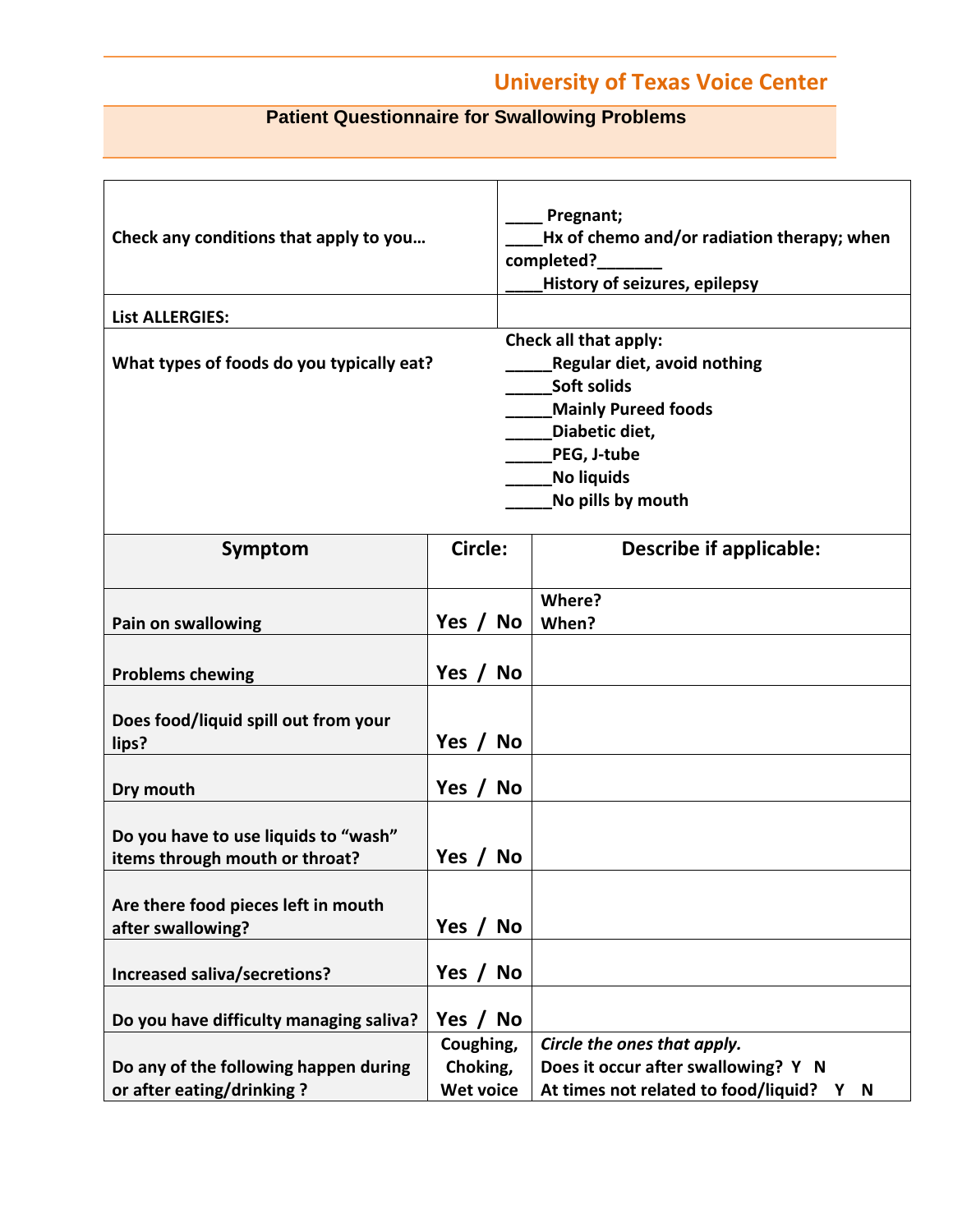## University of Texas Voice Center

### Patient Questionnaire for Swallowing Problems

| | |
|---|---|
| **Check any conditions that apply to you…** | ____ Pregnant;<br>____Hx of chemo and/or radiation therapy; when completed?_______<br>____History of seizures, epilepsy |
| **List ALLERGIES:** | |
| **What types of foods do you typically eat?** | **Check all that apply:**<br>_____Regular diet, avoid nothing<br>_____Soft solids<br>_____Mainly Pureed foods<br>_____Diabetic diet,<br>_____PEG, J-tube<br>_____No liquids<br>_____No pills by mouth |

| Symptom | Circle: | Describe if applicable: |
|---|---|---|
| **Pain on swallowing** | **Yes / No** | **Where?**<br>**When?** |
| **Problems chewing** | **Yes / No** | |
| **Does food/liquid spill out from your lips?** | **Yes / No** | |
| **Dry mouth** | **Yes / No** | |
| **Do you have to use liquids to "wash" items through mouth or throat?** | **Yes / No** | |
| **Are there food pieces left in mouth after swallowing?** | **Yes / No** | |
| **Increased saliva/secretions?** | **Yes / No** | |
| **Do you have difficulty managing saliva?** | **Yes / No** | |
| **Do any of the following happen during or after eating/drinking ?** | **Coughing,<br>Choking,<br>Wet voice** | ***Circle the ones that apply.***<br>**Does it occur after swallowing? Y N**<br>**At times not related to food/liquid? Y N** |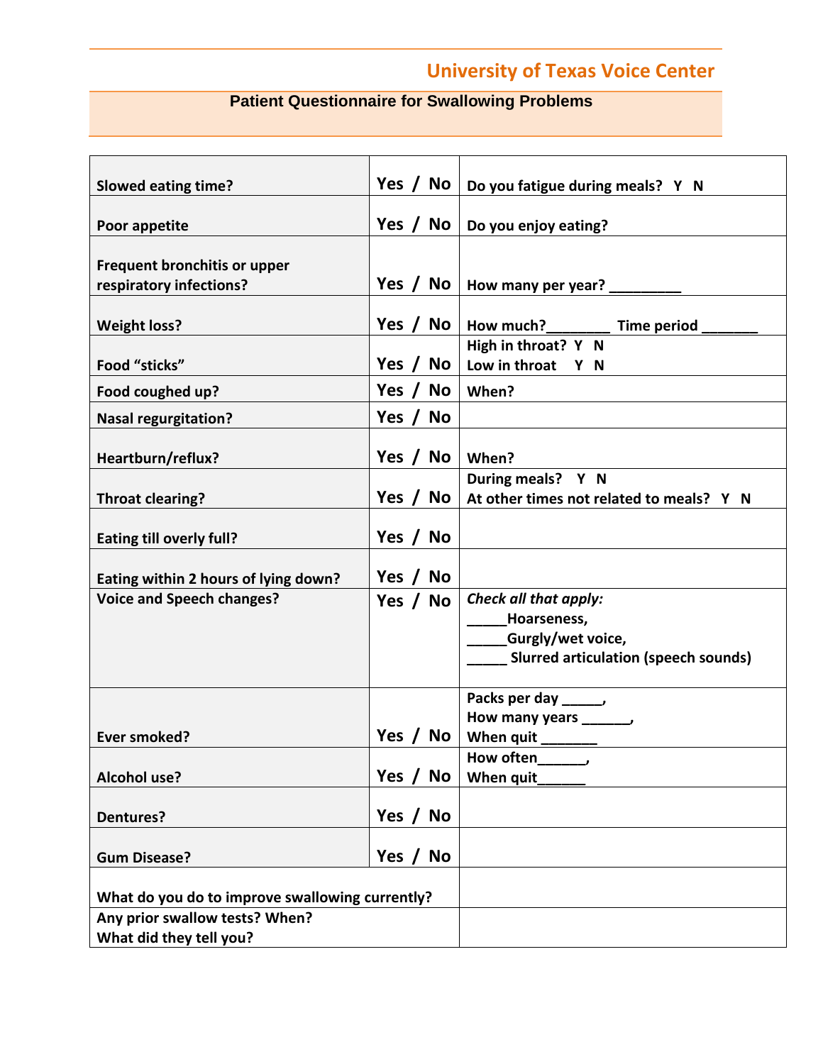## University of Texas Voice Center

### Patient Questionnaire for Swallowing Problems

| | | |
|---|---|---|
| Slowed eating time? | Yes / No | Do you fatigue during meals? Y N |
| Poor appetite | Yes / No | Do you enjoy eating? |
| Frequent bronchitis or upper respiratory infections? | Yes / No | How many per year? _________ |
| Weight loss? | Yes / No | How much?________ Time period _______ |
| Food "sticks" | Yes / No | High in throat? Y N<br>Low in throat Y N |
| Food coughed up? | Yes / No | When? |
| Nasal regurgitation? | Yes / No | |
| Heartburn/reflux? | Yes / No | When? |
| Throat clearing? | Yes / No | During meals? Y N<br>At other times not related to meals? Y N |
| Eating till overly full? | Yes / No | |
| Eating within 2 hours of lying down? | Yes / No | |
| Voice and Speech changes? | Yes / No | *Check all that apply:*<br>_____Hoarseness,<br>_____Gurgly/wet voice,<br>_____ Slurred articulation (speech sounds) |
| Ever smoked? | Yes / No | Packs per day _____,<br>How many years ______,<br>When quit _______ |
| Alcohol use? | Yes / No | How often______,<br>When quit______ |
| Dentures? | Yes / No | |
| Gum Disease? | Yes / No | |
| What do you do to improve swallowing currently? | | |
| Any prior swallow tests? When?<br>What did they tell you? | | |